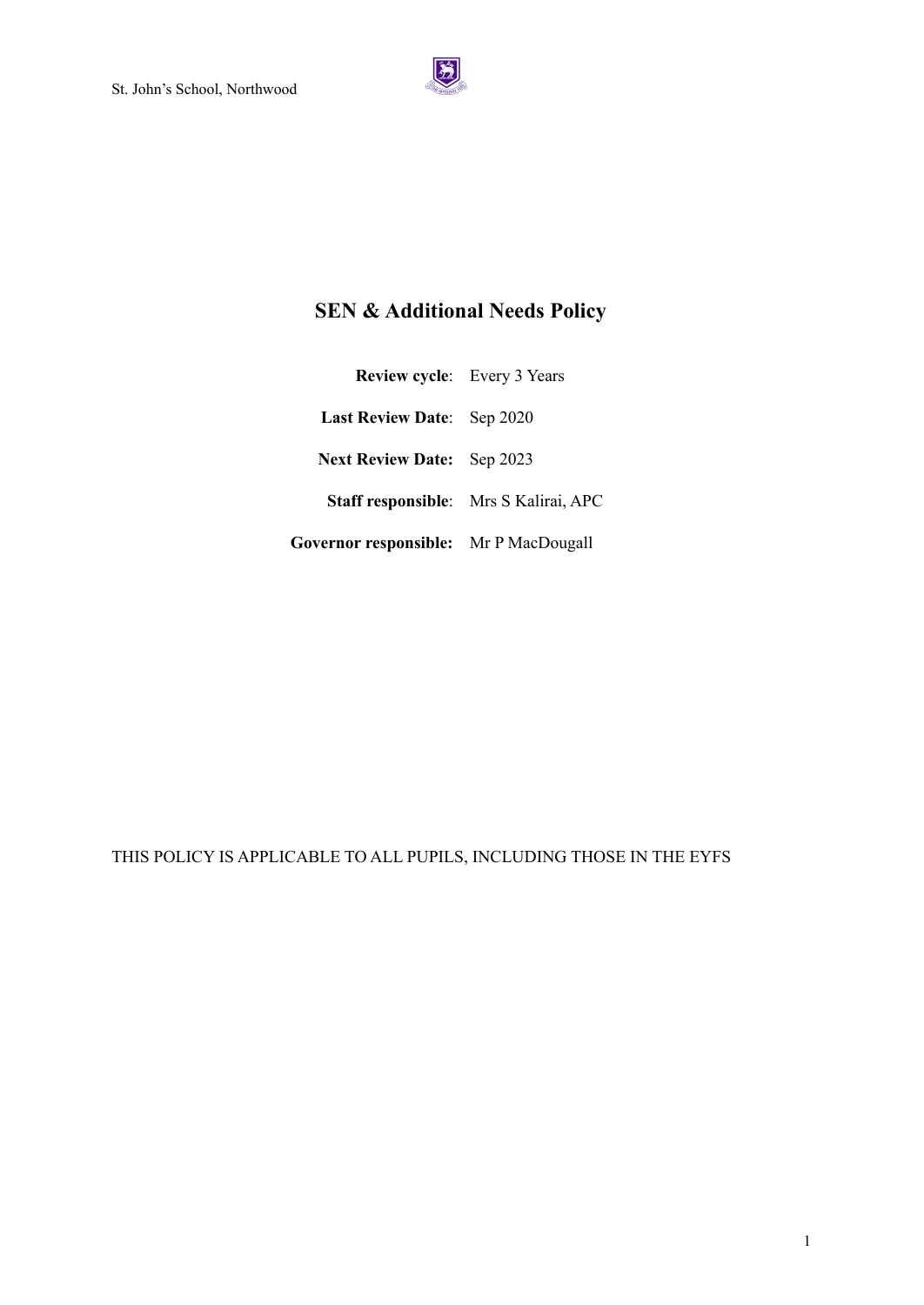# SEN & Additional Needs Policy

**Review cycle**: Every 3 Years

**Last Review Date**: Sep 2020

**Next Review Date:** Sep 2023

**Staff responsible**: Mrs S Kalirai, APC

**Governor responsible:** Mr P MacDougall

THIS POLICY IS APPLICABLE TO ALL PUPILS, INCLUDING THOSE IN THE EYFS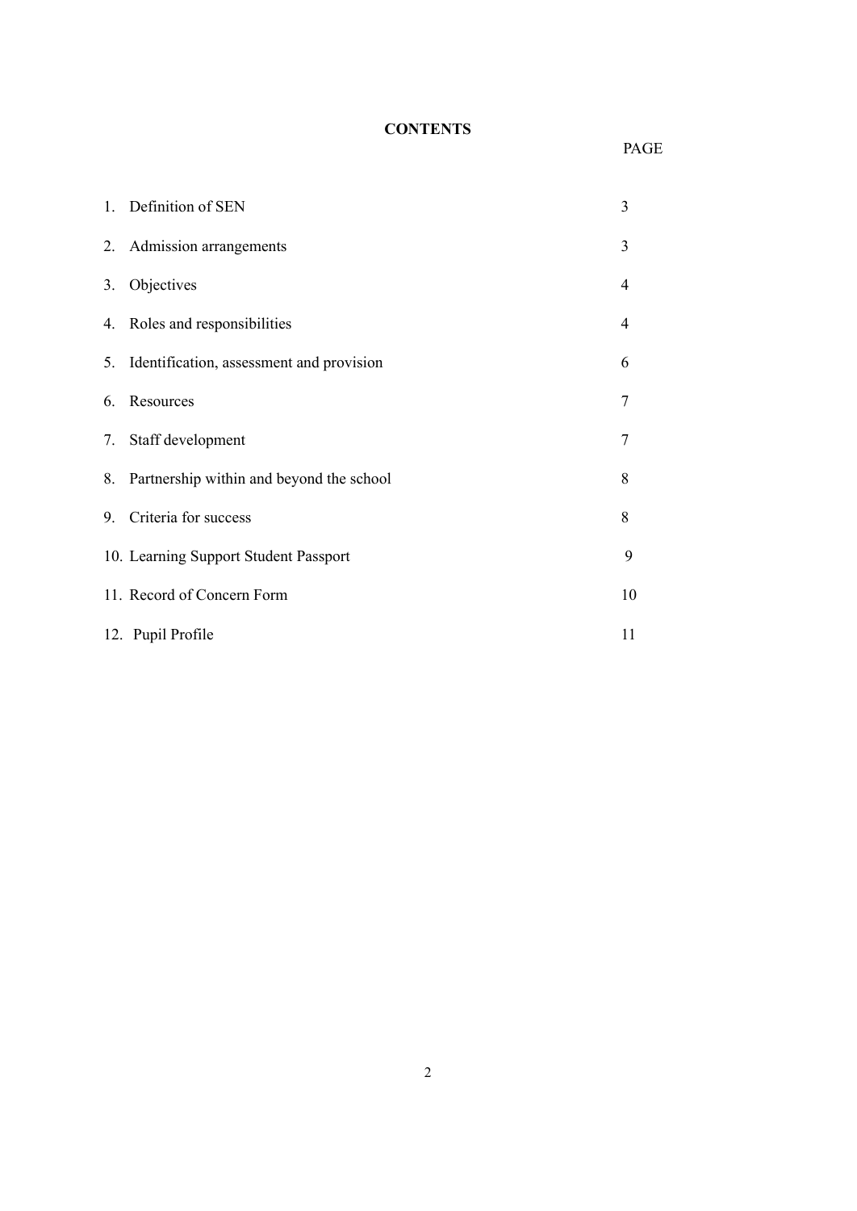**CONTENTS**

| | PAGE |
|---|---|
| 1. Definition of SEN | 3 |
| 2. Admission arrangements | 3 |
| 3. Objectives | 4 |
| 4. Roles and responsibilities | 4 |
| 5. Identification, assessment and provision | 6 |
| 6. Resources | 7 |
| 7. Staff development | 7 |
| 8. Partnership within and beyond the school | 8 |
| 9. Criteria for success | 8 |
| 10. Learning Support Student Passport | 9 |
| 11. Record of Concern Form | 10 |
| 12. Pupil Profile | 11 |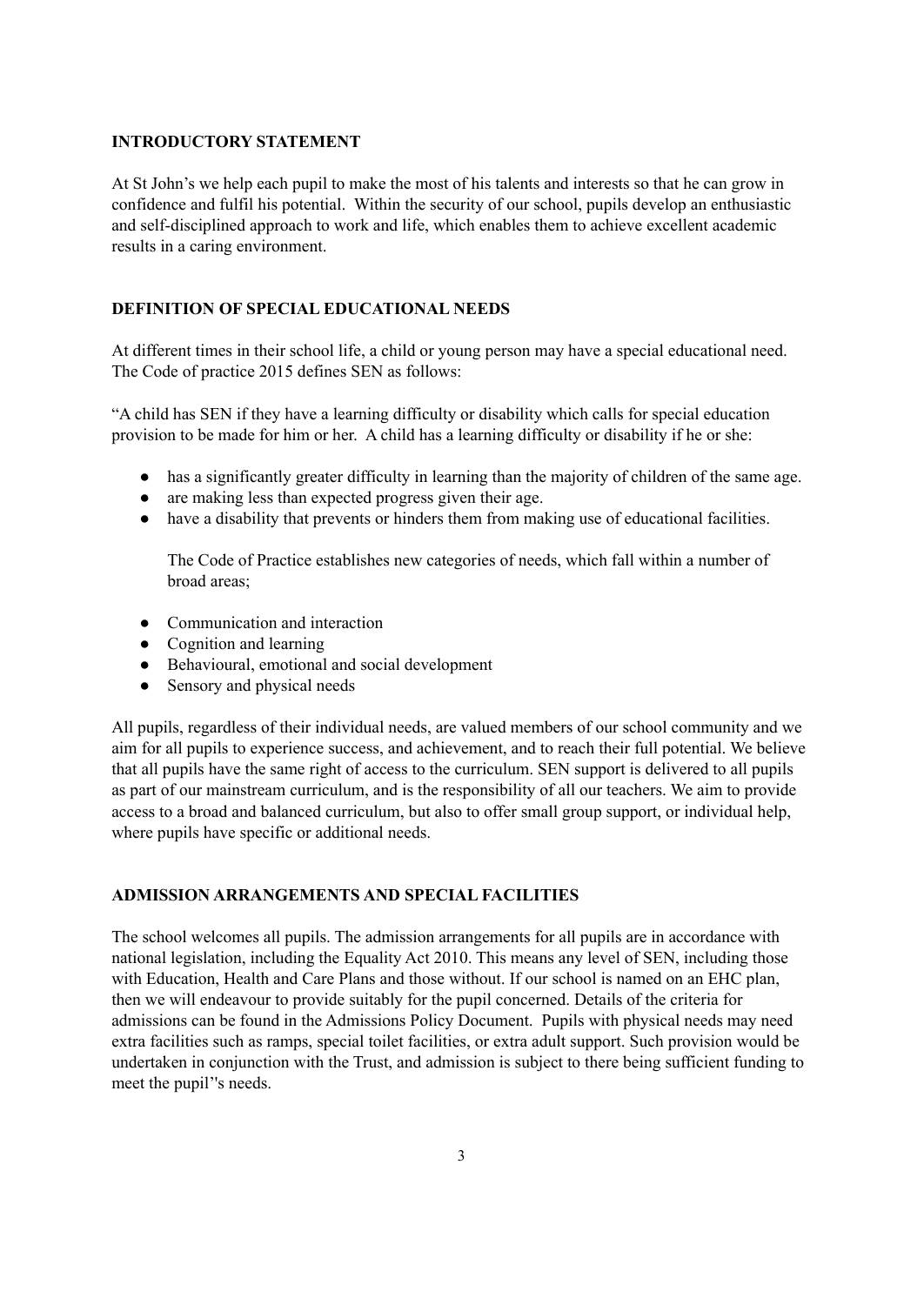**INTRODUCTORY STATEMENT**

At St John's we help each pupil to make the most of his talents and interests so that he can grow in confidence and fulfil his potential. Within the security of our school, pupils develop an enthusiastic and self-disciplined approach to work and life, which enables them to achieve excellent academic results in a caring environment.

**DEFINITION OF SPECIAL EDUCATIONAL NEEDS**

At different times in their school life, a child or young person may have a special educational need. The Code of practice 2015 defines SEN as follows:

"A child has SEN if they have a learning difficulty or disability which calls for special education provision to be made for him or her. A child has a learning difficulty or disability if he or she:

- has a significantly greater difficulty in learning than the majority of children of the same age.
- are making less than expected progress given their age.
- have a disability that prevents or hinders them from making use of educational facilities.

  The Code of Practice establishes new categories of needs, which fall within a number of broad areas;

- Communication and interaction
- Cognition and learning
- Behavioural, emotional and social development
- Sensory and physical needs

All pupils, regardless of their individual needs, are valued members of our school community and we aim for all pupils to experience success, and achievement, and to reach their full potential. We believe that all pupils have the same right of access to the curriculum. SEN support is delivered to all pupils as part of our mainstream curriculum, and is the responsibility of all our teachers. We aim to provide access to a broad and balanced curriculum, but also to offer small group support, or individual help, where pupils have specific or additional needs.

**ADMISSION ARRANGEMENTS AND SPECIAL FACILITIES**

The school welcomes all pupils. The admission arrangements for all pupils are in accordance with national legislation, including the Equality Act 2010. This means any level of SEN, including those with Education, Health and Care Plans and those without. If our school is named on an EHC plan, then we will endeavour to provide suitably for the pupil concerned. Details of the criteria for admissions can be found in the Admissions Policy Document. Pupils with physical needs may need extra facilities such as ramps, special toilet facilities, or extra adult support. Such provision would be undertaken in conjunction with the Trust, and admission is subject to there being sufficient funding to meet the pupil''s needs.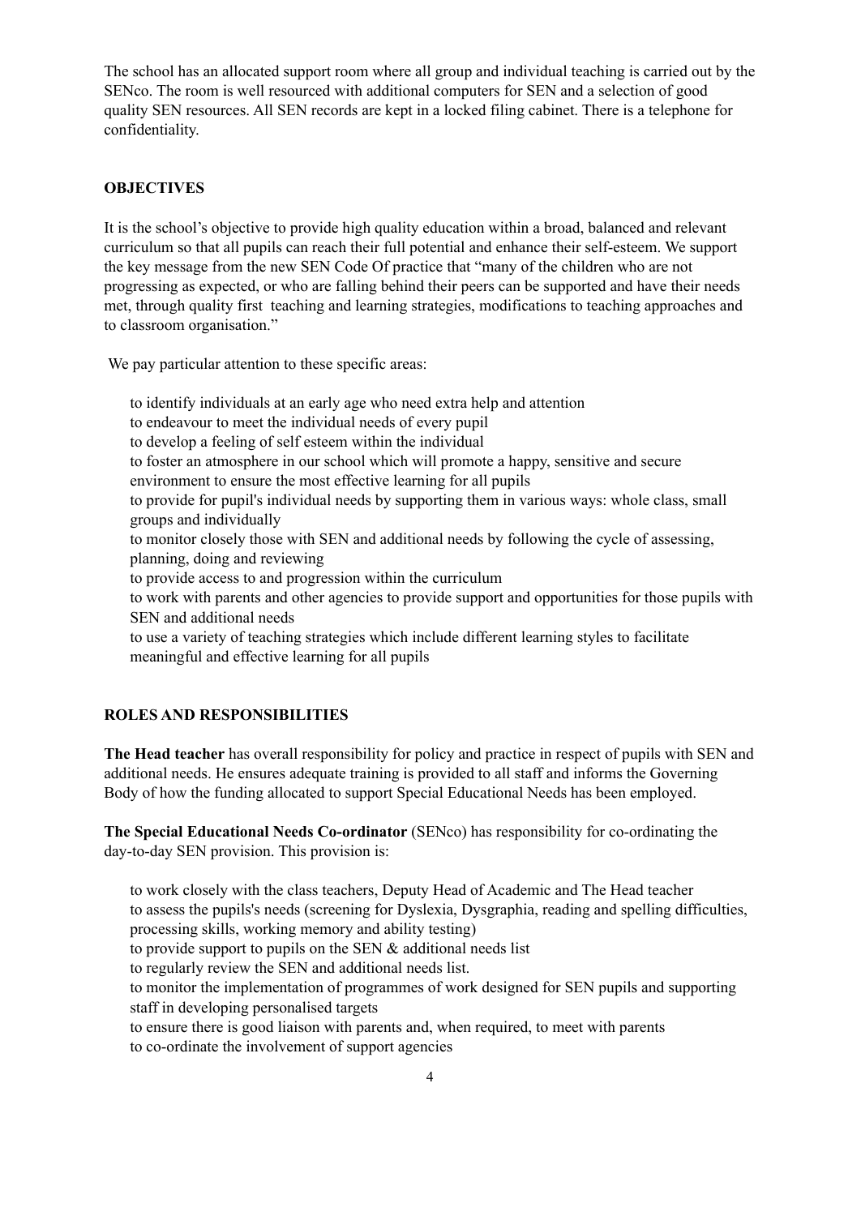The school has an allocated support room where all group and individual teaching is carried out by the SENco. The room is well resourced with additional computers for SEN and a selection of good quality SEN resources. All SEN records are kept in a locked filing cabinet. There is a telephone for confidentiality.

## OBJECTIVES

It is the school's objective to provide high quality education within a broad, balanced and relevant curriculum so that all pupils can reach their full potential and enhance their self-esteem. We support the key message from the new SEN Code Of practice that "many of the children who are not progressing as expected, or who are falling behind their peers can be supported and have their needs met, through quality first teaching and learning strategies, modifications to teaching approaches and to classroom organisation."

We pay particular attention to these specific areas:

- to identify individuals at an early age who need extra help and attention
- to endeavour to meet the individual needs of every pupil
- to develop a feeling of self esteem within the individual
- to foster an atmosphere in our school which will promote a happy, sensitive and secure environment to ensure the most effective learning for all pupils
- to provide for pupil's individual needs by supporting them in various ways: whole class, small groups and individually
- to monitor closely those with SEN and additional needs by following the cycle of assessing, planning, doing and reviewing
- to provide access to and progression within the curriculum
- to work with parents and other agencies to provide support and opportunities for those pupils with SEN and additional needs
- to use a variety of teaching strategies which include different learning styles to facilitate meaningful and effective learning for all pupils

## ROLES AND RESPONSIBILITIES

**The Head teacher** has overall responsibility for policy and practice in respect of pupils with SEN and additional needs. He ensures adequate training is provided to all staff and informs the Governing Body of how the funding allocated to support Special Educational Needs has been employed.

**The Special Educational Needs Co-ordinator** (SENco) has responsibility for co-ordinating the day-to-day SEN provision. This provision is:

- to work closely with the class teachers, Deputy Head of Academic and The Head teacher
- to assess the pupils's needs (screening for Dyslexia, Dysgraphia, reading and spelling difficulties, processing skills, working memory and ability testing)
- to provide support to pupils on the SEN & additional needs list
- to regularly review the SEN and additional needs list.
- to monitor the implementation of programmes of work designed for SEN pupils and supporting staff in developing personalised targets
- to ensure there is good liaison with parents and, when required, to meet with parents
- to co-ordinate the involvement of support agencies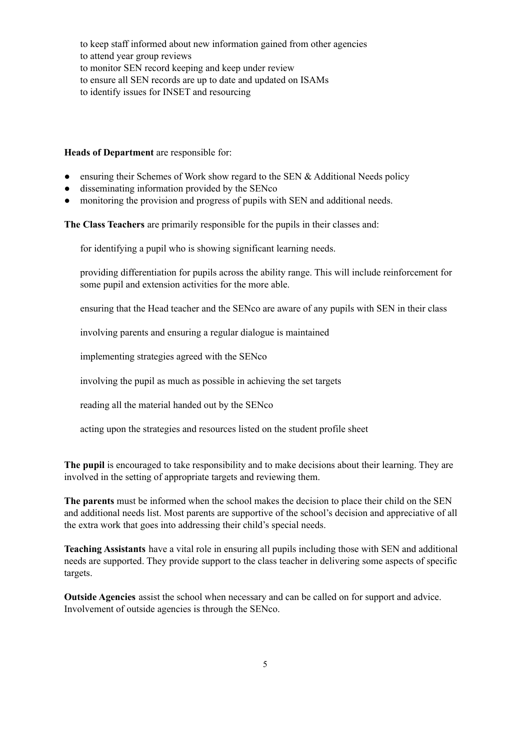to keep staff informed about new information gained from other agencies
to attend year group reviews
to monitor SEN record keeping and keep under review
to ensure all SEN records are up to date and updated on ISAMs
to identify issues for INSET and resourcing

**Heads of Department** are responsible for:

- ensuring their Schemes of Work show regard to the SEN & Additional Needs policy
- disseminating information provided by the SENco
- monitoring the provision and progress of pupils with SEN and additional needs.

**The Class Teachers** are primarily responsible for the pupils in their classes and:

for identifying a pupil who is showing significant learning needs.

providing differentiation for pupils across the ability range. This will include reinforcement for some pupil and extension activities for the more able.

ensuring that the Head teacher and the SENco are aware of any pupils with SEN in their class

involving parents and ensuring a regular dialogue is maintained

implementing strategies agreed with the SENco

involving the pupil as much as possible in achieving the set targets

reading all the material handed out by the SENco

acting upon the strategies and resources listed on the student profile sheet

**The pupil** is encouraged to take responsibility and to make decisions about their learning. They are involved in the setting of appropriate targets and reviewing them.

**The parents** must be informed when the school makes the decision to place their child on the SEN and additional needs list. Most parents are supportive of the school's decision and appreciative of all the extra work that goes into addressing their child's special needs.

**Teaching Assistants** have a vital role in ensuring all pupils including those with SEN and additional needs are supported. They provide support to the class teacher in delivering some aspects of specific targets.

**Outside Agencies** assist the school when necessary and can be called on for support and advice. Involvement of outside agencies is through the SENco.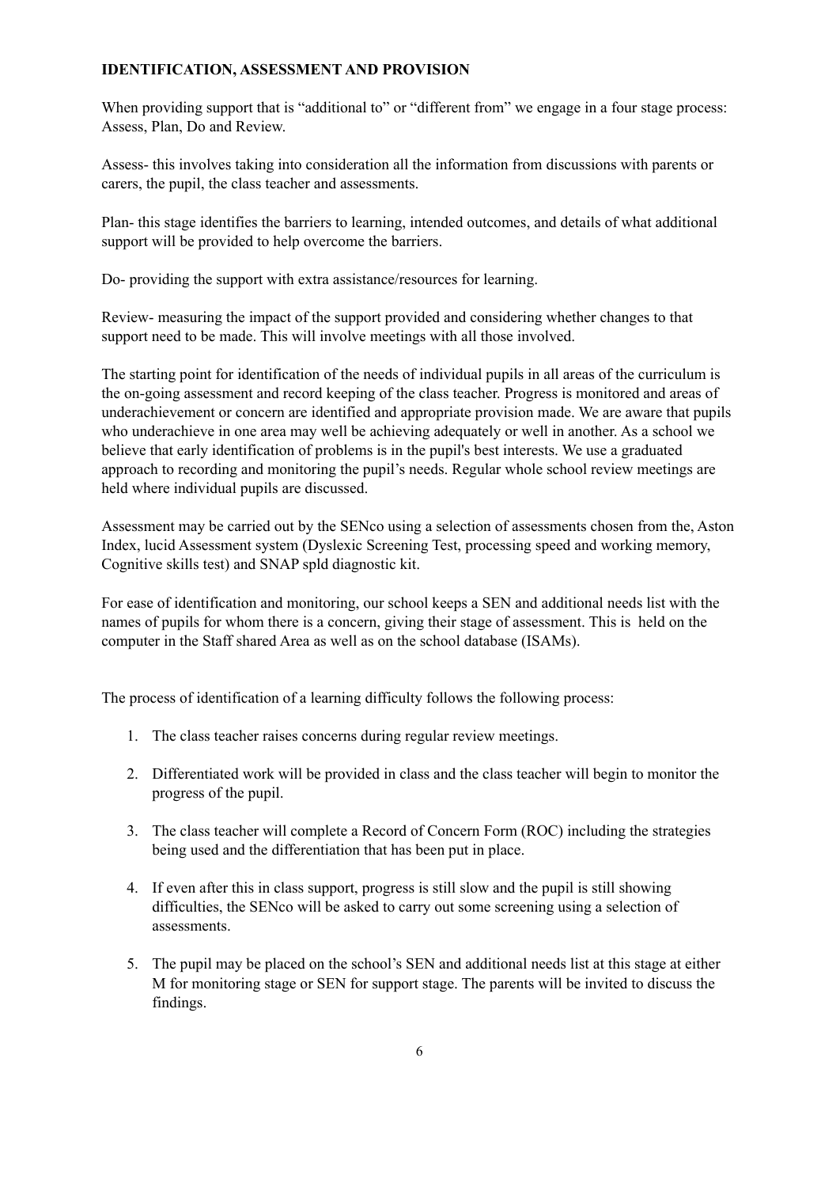## IDENTIFICATION, ASSESSMENT AND PROVISION

When providing support that is "additional to" or "different from" we engage in a four stage process: Assess, Plan, Do and Review.

Assess- this involves taking into consideration all the information from discussions with parents or carers, the pupil, the class teacher and assessments.

Plan- this stage identifies the barriers to learning, intended outcomes, and details of what additional support will be provided to help overcome the barriers.

Do- providing the support with extra assistance/resources for learning.

Review- measuring the impact of the support provided and considering whether changes to that support need to be made. This will involve meetings with all those involved.

The starting point for identification of the needs of individual pupils in all areas of the curriculum is the on-going assessment and record keeping of the class teacher. Progress is monitored and areas of underachievement or concern are identified and appropriate provision made. We are aware that pupils who underachieve in one area may well be achieving adequately or well in another. As a school we believe that early identification of problems is in the pupil's best interests. We use a graduated approach to recording and monitoring the pupil's needs. Regular whole school review meetings are held where individual pupils are discussed.

Assessment may be carried out by the SENco using a selection of assessments chosen from the, Aston Index, lucid Assessment system (Dyslexic Screening Test, processing speed and working memory, Cognitive skills test) and SNAP spld diagnostic kit.

For ease of identification and monitoring, our school keeps a SEN and additional needs list with the names of pupils for whom there is a concern, giving their stage of assessment. This is held on the computer in the Staff shared Area as well as on the school database (ISAMs).

The process of identification of a learning difficulty follows the following process:

1. The class teacher raises concerns during regular review meetings.
2. Differentiated work will be provided in class and the class teacher will begin to monitor the progress of the pupil.
3. The class teacher will complete a Record of Concern Form (ROC) including the strategies being used and the differentiation that has been put in place.
4. If even after this in class support, progress is still slow and the pupil is still showing difficulties, the SENco will be asked to carry out some screening using a selection of assessments.
5. The pupil may be placed on the school's SEN and additional needs list at this stage at either M for monitoring stage or SEN for support stage. The parents will be invited to discuss the findings.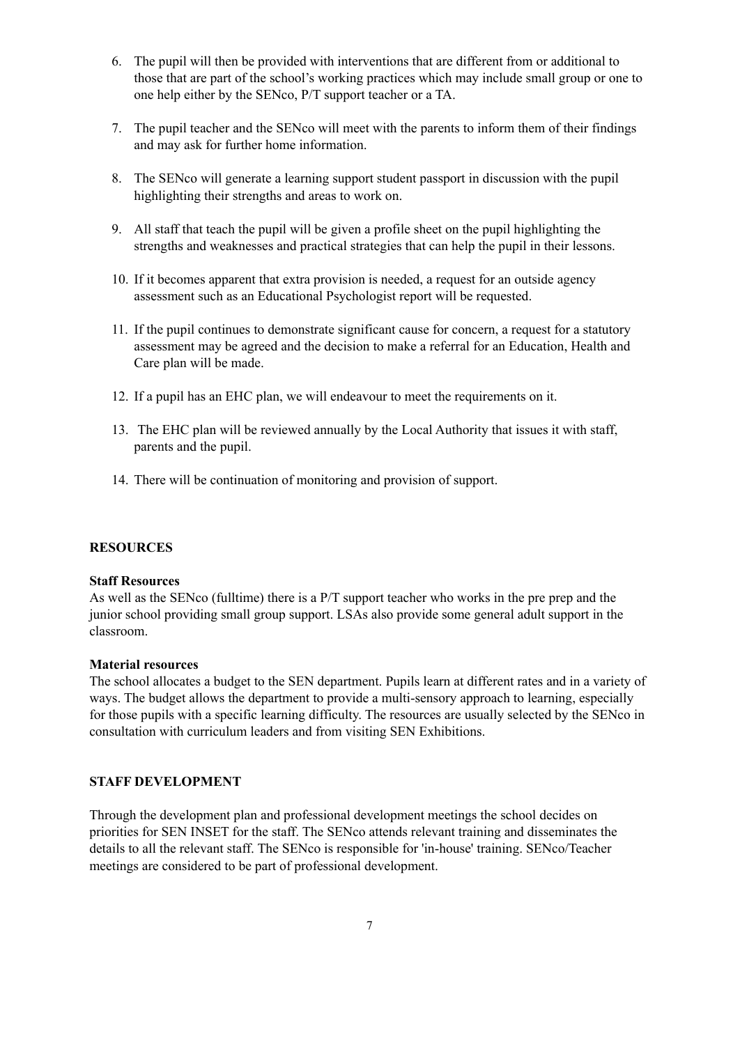6. The pupil will then be provided with interventions that are different from or additional to those that are part of the school's working practices which may include small group or one to one help either by the SENco, P/T support teacher or a TA.

7. The pupil teacher and the SENco will meet with the parents to inform them of their findings and may ask for further home information.

8. The SENco will generate a learning support student passport in discussion with the pupil highlighting their strengths and areas to work on.

9. All staff that teach the pupil will be given a profile sheet on the pupil highlighting the strengths and weaknesses and practical strategies that can help the pupil in their lessons.

10. If it becomes apparent that extra provision is needed, a request for an outside agency assessment such as an Educational Psychologist report will be requested.

11. If the pupil continues to demonstrate significant cause for concern, a request for a statutory assessment may be agreed and the decision to make a referral for an Education, Health and Care plan will be made.

12. If a pupil has an EHC plan, we will endeavour to meet the requirements on it.

13. The EHC plan will be reviewed annually by the Local Authority that issues it with staff, parents and the pupil.

14. There will be continuation of monitoring and provision of support.

## RESOURCES

**Staff Resources**

As well as the SENco (fulltime) there is a P/T support teacher who works in the pre prep and the junior school providing small group support. LSAs also provide some general adult support in the classroom.

**Material resources**

The school allocates a budget to the SEN department. Pupils learn at different rates and in a variety of ways. The budget allows the department to provide a multi-sensory approach to learning, especially for those pupils with a specific learning difficulty. The resources are usually selected by the SENco in consultation with curriculum leaders and from visiting SEN Exhibitions.

## STAFF DEVELOPMENT

Through the development plan and professional development meetings the school decides on priorities for SEN INSET for the staff. The SENco attends relevant training and disseminates the details to all the relevant staff. The SENco is responsible for 'in-house' training. SENco/Teacher meetings are considered to be part of professional development.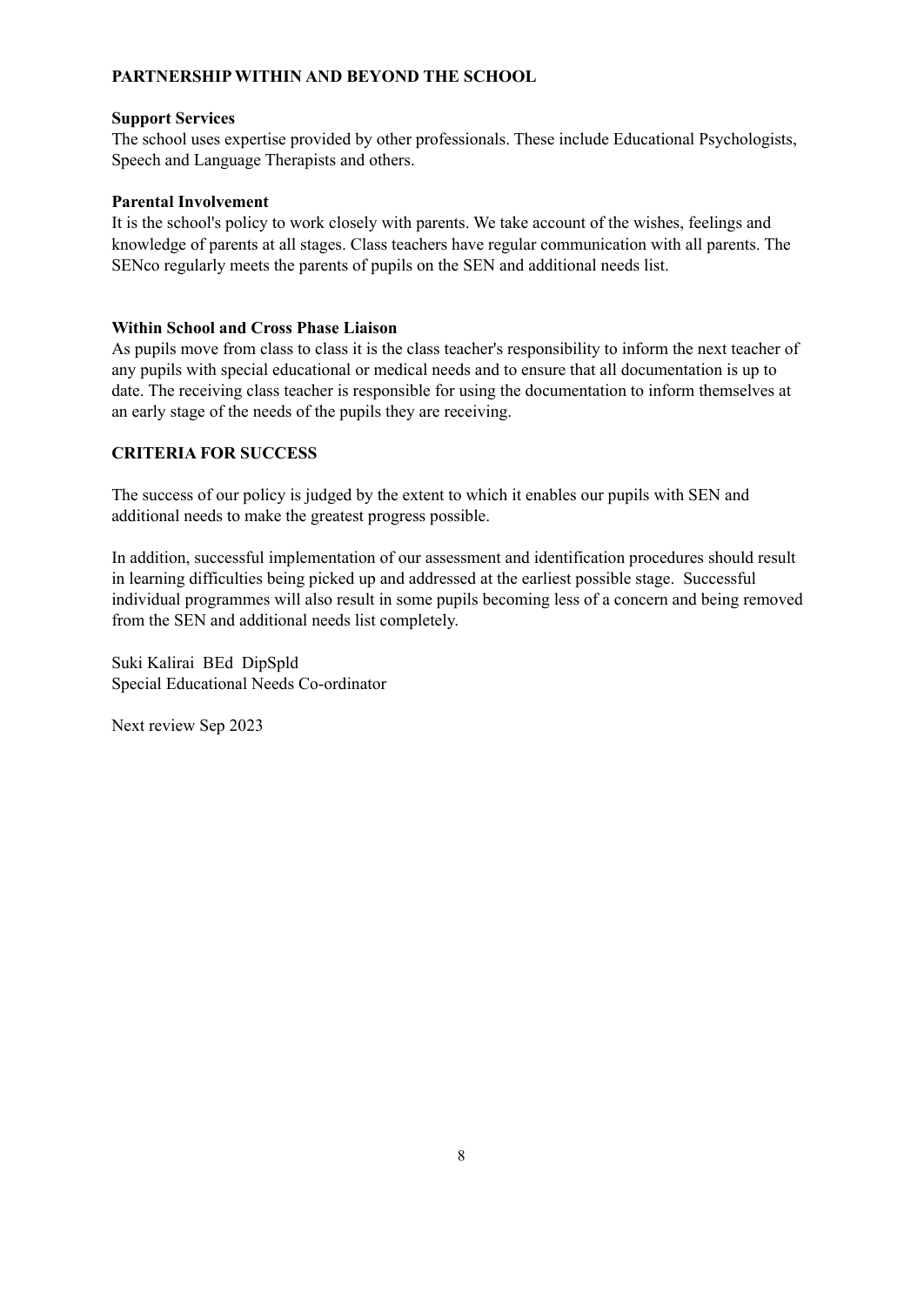## PARTNERSHIP WITHIN AND BEYOND THE SCHOOL

### Support Services

The school uses expertise provided by other professionals. These include Educational Psychologists, Speech and Language Therapists and others.

### Parental Involvement

It is the school's policy to work closely with parents. We take account of the wishes, feelings and knowledge of parents at all stages. Class teachers have regular communication with all parents. The SENco regularly meets the parents of pupils on the SEN and additional needs list.

### Within School and Cross Phase Liaison

As pupils move from class to class it is the class teacher's responsibility to inform the next teacher of any pupils with special educational or medical needs and to ensure that all documentation is up to date. The receiving class teacher is responsible for using the documentation to inform themselves at an early stage of the needs of the pupils they are receiving.

## CRITERIA FOR SUCCESS

The success of our policy is judged by the extent to which it enables our pupils with SEN and additional needs to make the greatest progress possible.

In addition, successful implementation of our assessment and identification procedures should result in learning difficulties being picked up and addressed at the earliest possible stage. Successful individual programmes will also result in some pupils becoming less of a concern and being removed from the SEN and additional needs list completely.

Suki Kalirai BEd DipSpld
Special Educational Needs Co-ordinator

Next review Sep 2023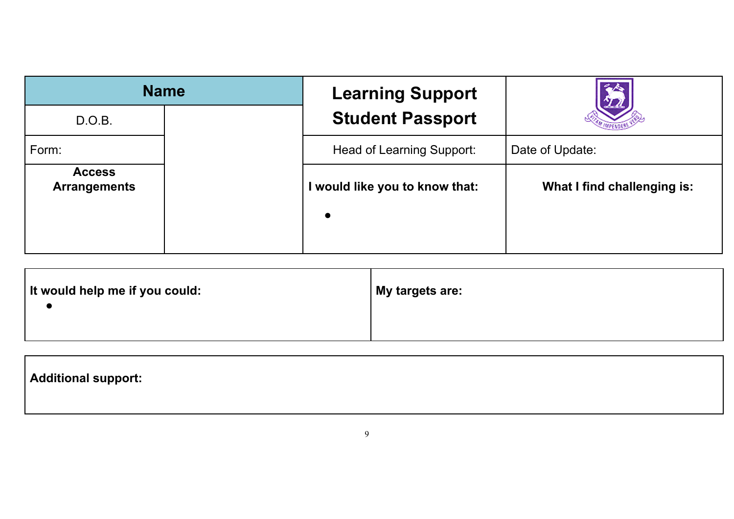| Name | | Learning Support Student Passport | |
|---|---|---|---|
| D.O.B. | | | |
| Form: | | Head of Learning Support: | Date of Update: |
| **Access Arrangements** | | **I would like you to know that:**<br>• | **What I find challenging is:** |

| It would help me if you could:<br>• | My targets are: |
|---|---|

**Additional support:**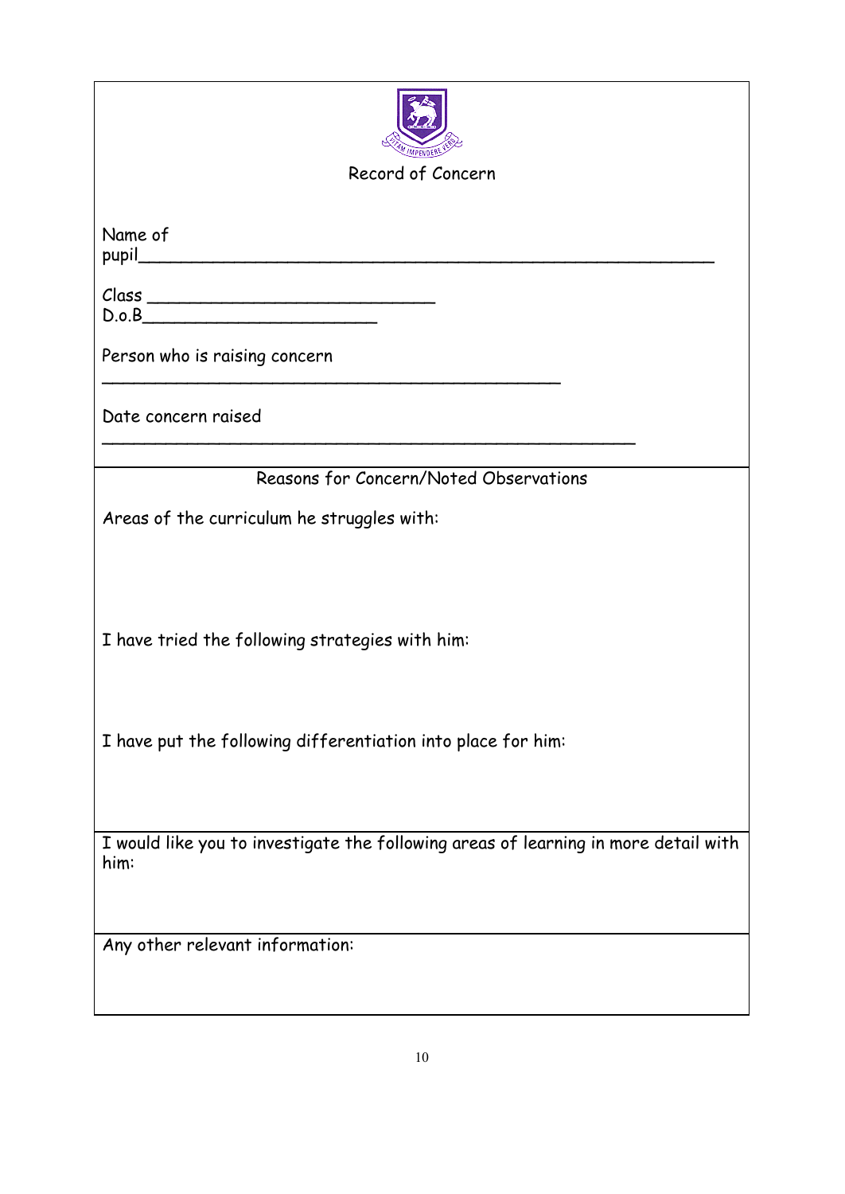# Record of Concern

Name of pupil________________________________________________________

Class ____________________________
D.o.B_______________________

Person who is raising concern
_____________________________________________

Date concern raised
_____________________________________________________

## Reasons for Concern/Noted Observations

Areas of the curriculum he struggles with:

I have tried the following strategies with him:

I have put the following differentiation into place for him:

I would like you to investigate the following areas of learning in more detail with him:

Any other relevant information: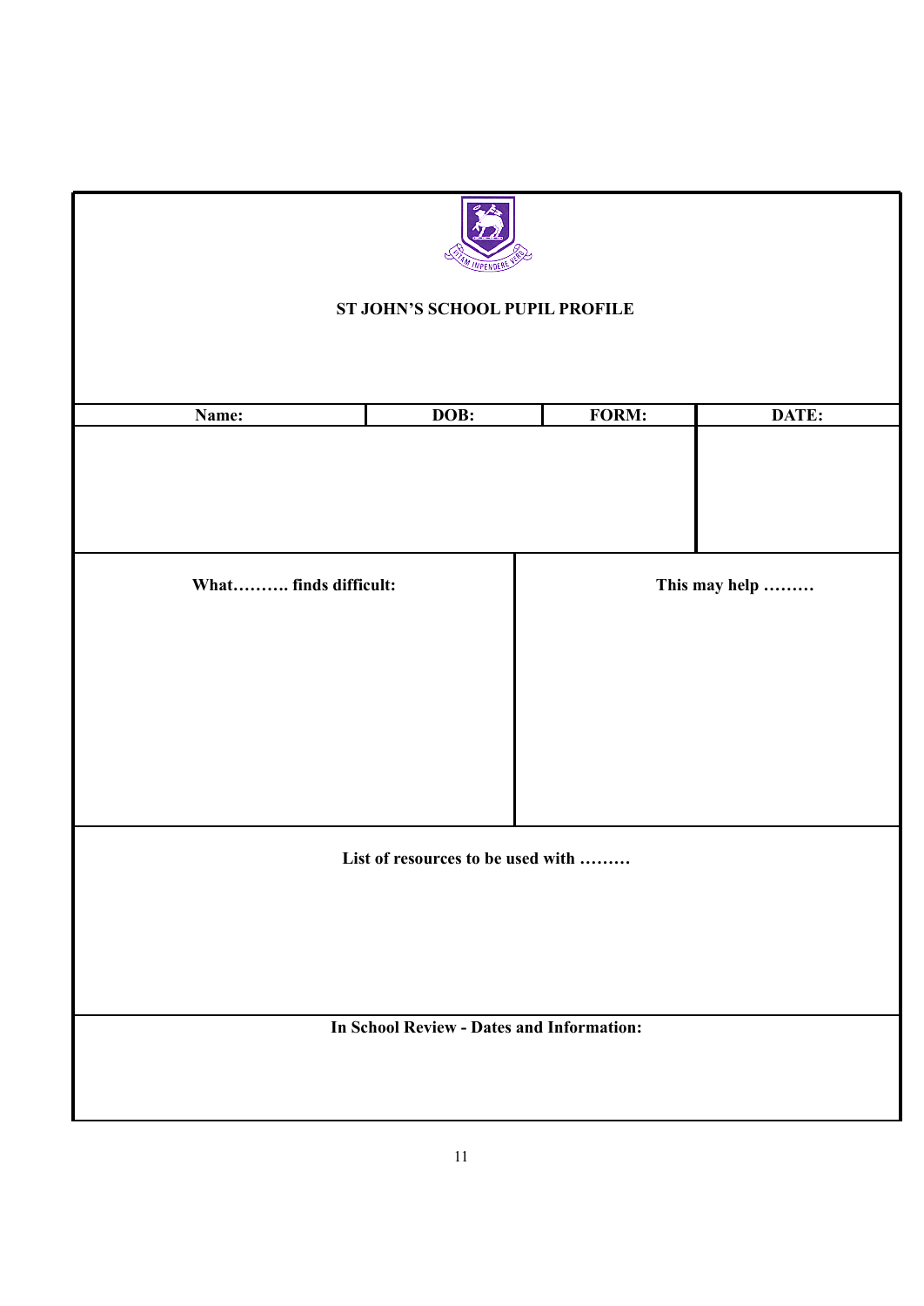# ST JOHN'S SCHOOL PUPIL PROFILE

| Name: | DOB: | FORM: | DATE: |
|---|---|---|---|
| | | | |

| What………. finds difficult: | This may help ……… |
|---|---|
| | |

**List of resources to be used with ………**

**In School Review - Dates and Information:**